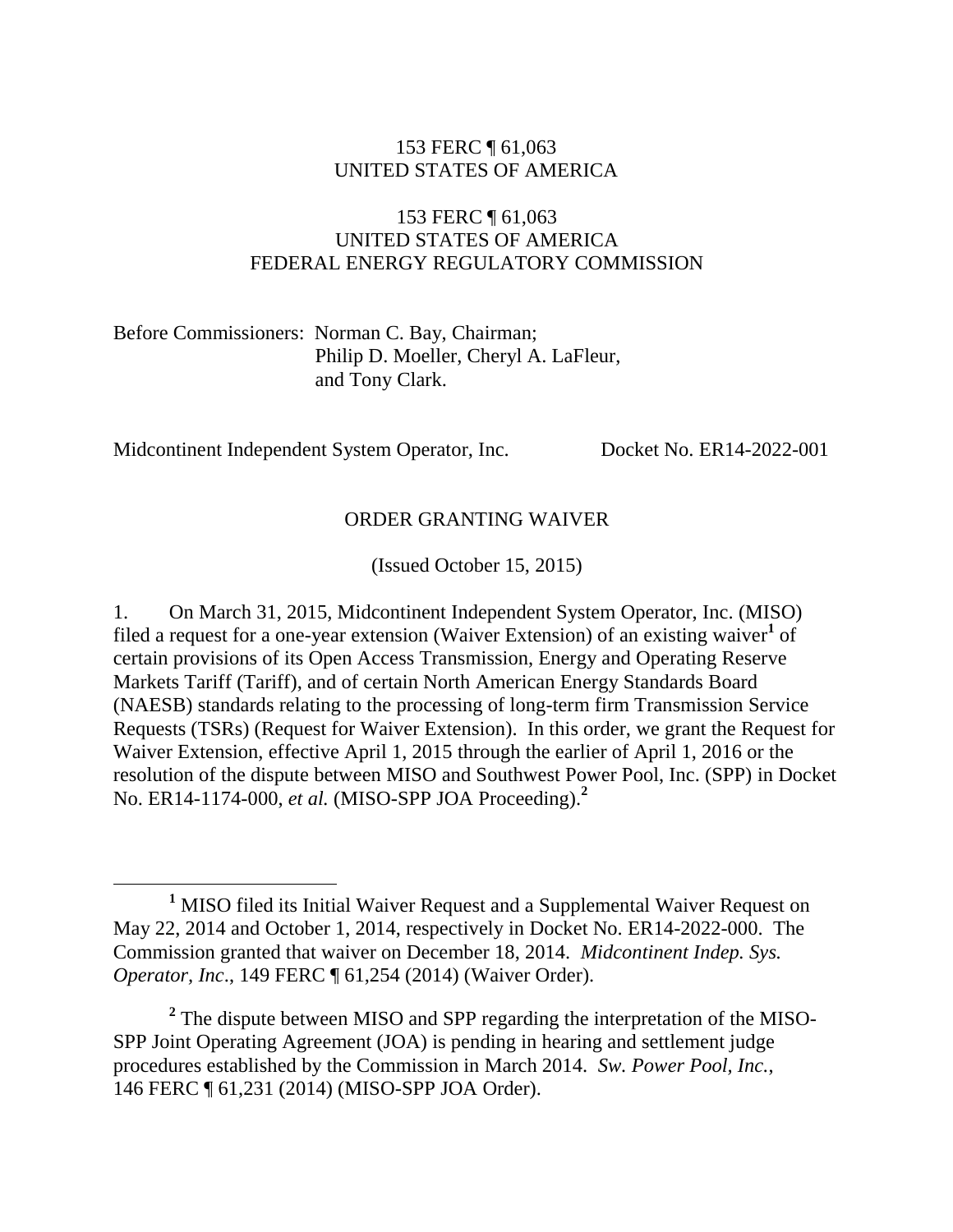153 FERC ¶ 61,063
UNITED STATES OF AMERICA

153 FERC ¶ 61,063
UNITED STATES OF AMERICA
FEDERAL ENERGY REGULATORY COMMISSION

Before Commissioners: Norman C. Bay, Chairman;
Philip D. Moeller, Cheryl A. LaFleur,
and Tony Clark.

Midcontinent Independent System Operator, Inc. Docket No. ER14-2022-001

ORDER GRANTING WAIVER

(Issued October 15, 2015)

1. On March 31, 2015, Midcontinent Independent System Operator, Inc. (MISO) filed a request for a one-year extension (Waiver Extension) of an existing waiver[1] of certain provisions of its Open Access Transmission, Energy and Operating Reserve Markets Tariff (Tariff), and of certain North American Energy Standards Board (NAESB) standards relating to the processing of long-term firm Transmission Service Requests (TSRs) (Request for Waiver Extension). In this order, we grant the Request for Waiver Extension, effective April 1, 2015 through the earlier of April 1, 2016 or the resolution of the dispute between MISO and Southwest Power Pool, Inc. (SPP) in Docket No. ER14-1174-000, *et al.* (MISO-SPP JOA Proceeding).[2]

[1] MISO filed its Initial Waiver Request and a Supplemental Waiver Request on May 22, 2014 and October 1, 2014, respectively in Docket No. ER14-2022-000. The Commission granted that waiver on December 18, 2014. *Midcontinent Indep. Sys. Operator, Inc*., 149 FERC ¶ 61,254 (2014) (Waiver Order).

[2] The dispute between MISO and SPP regarding the interpretation of the MISO-SPP Joint Operating Agreement (JOA) is pending in hearing and settlement judge procedures established by the Commission in March 2014. *Sw. Power Pool, Inc.*, 146 FERC ¶ 61,231 (2014) (MISO-SPP JOA Order).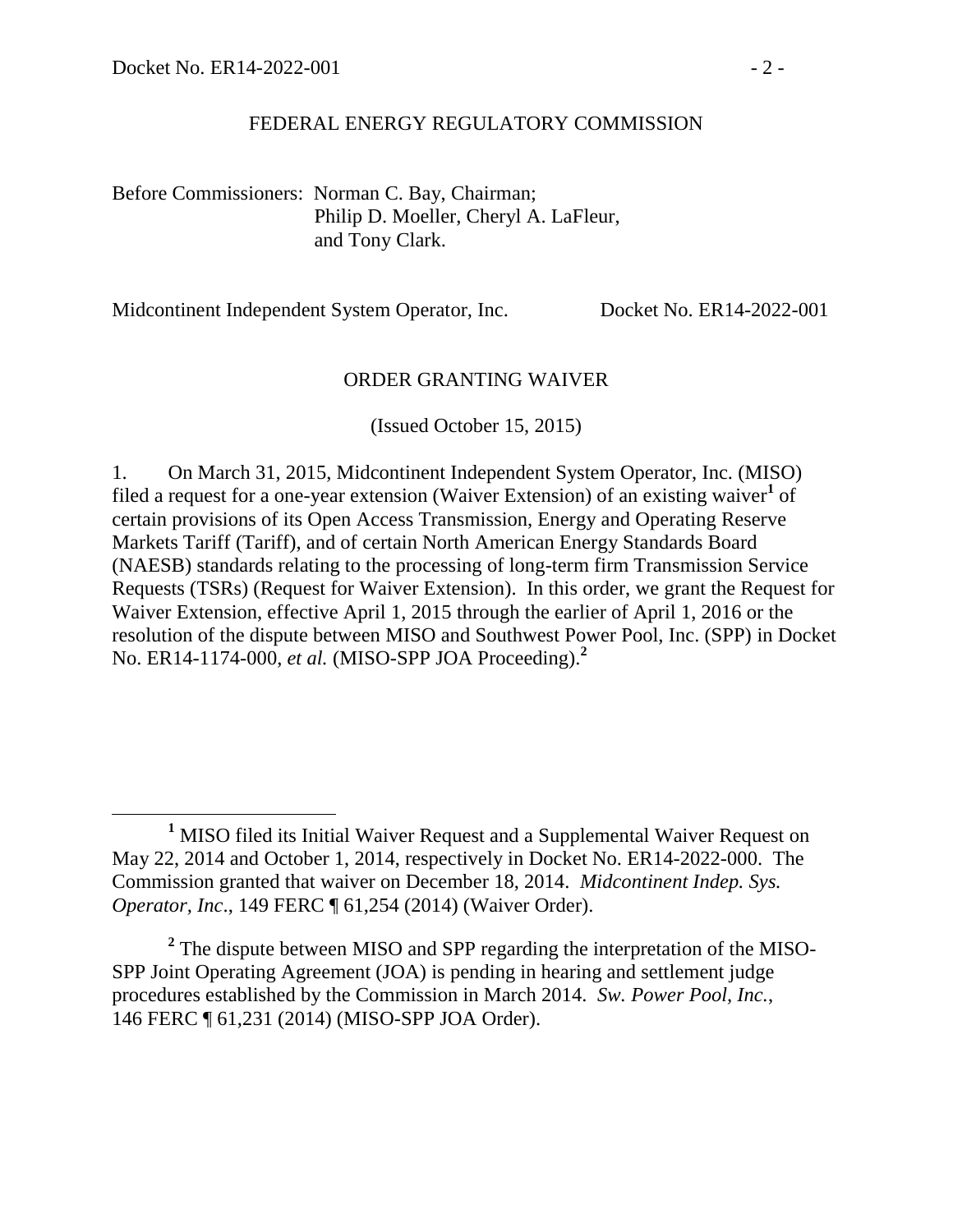FEDERAL ENERGY REGULATORY COMMISSION

Before Commissioners: Norman C. Bay, Chairman;
Philip D. Moeller, Cheryl A. LaFleur,
and Tony Clark.

Midcontinent Independent System Operator, Inc. Docket No. ER14-2022-001

ORDER GRANTING WAIVER

(Issued October 15, 2015)

1. On March 31, 2015, Midcontinent Independent System Operator, Inc. (MISO) filed a request for a one-year extension (Waiver Extension) of an existing waiver[1] of certain provisions of its Open Access Transmission, Energy and Operating Reserve Markets Tariff (Tariff), and of certain North American Energy Standards Board (NAESB) standards relating to the processing of long-term firm Transmission Service Requests (TSRs) (Request for Waiver Extension). In this order, we grant the Request for Waiver Extension, effective April 1, 2015 through the earlier of April 1, 2016 or the resolution of the dispute between MISO and Southwest Power Pool, Inc. (SPP) in Docket No. ER14-1174-000, *et al.* (MISO-SPP JOA Proceeding).[2]

[1] MISO filed its Initial Waiver Request and a Supplemental Waiver Request on May 22, 2014 and October 1, 2014, respectively in Docket No. ER14-2022-000. The Commission granted that waiver on December 18, 2014. *Midcontinent Indep. Sys. Operator, Inc*., 149 FERC ¶ 61,254 (2014) (Waiver Order).

[2] The dispute between MISO and SPP regarding the interpretation of the MISO-SPP Joint Operating Agreement (JOA) is pending in hearing and settlement judge procedures established by the Commission in March 2014. *Sw. Power Pool, Inc.*, 146 FERC ¶ 61,231 (2014) (MISO-SPP JOA Order).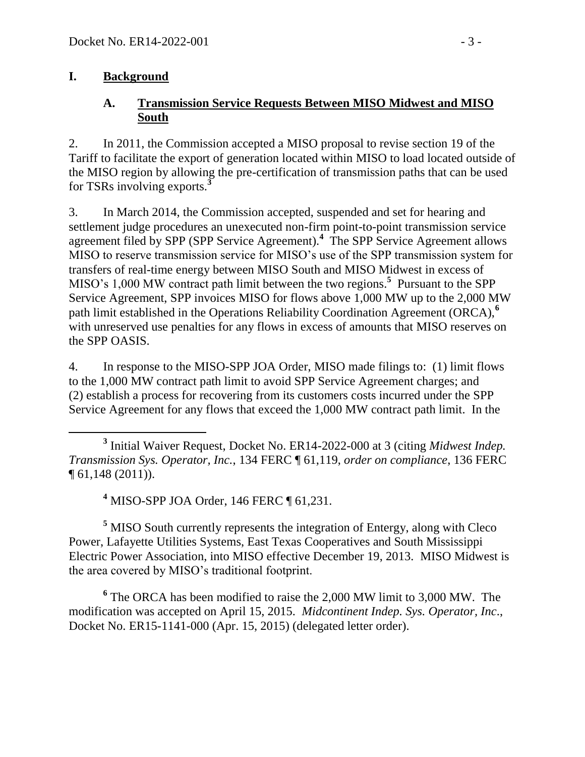## I. Background

### A. Transmission Service Requests Between MISO Midwest and MISO South

2. In 2011, the Commission accepted a MISO proposal to revise section 19 of the Tariff to facilitate the export of generation located within MISO to load located outside of the MISO region by allowing the pre-certification of transmission paths that can be used for TSRs involving exports.[3]

3. In March 2014, the Commission accepted, suspended and set for hearing and settlement judge procedures an unexecuted non-firm point-to-point transmission service agreement filed by SPP (SPP Service Agreement).[4] The SPP Service Agreement allows MISO to reserve transmission service for MISO's use of the SPP transmission system for transfers of real-time energy between MISO South and MISO Midwest in excess of MISO's 1,000 MW contract path limit between the two regions.[5] Pursuant to the SPP Service Agreement, SPP invoices MISO for flows above 1,000 MW up to the 2,000 MW path limit established in the Operations Reliability Coordination Agreement (ORCA),[6] with unreserved use penalties for any flows in excess of amounts that MISO reserves on the SPP OASIS.

4. In response to the MISO-SPP JOA Order, MISO made filings to: (1) limit flows to the 1,000 MW contract path limit to avoid SPP Service Agreement charges; and (2) establish a process for recovering from its customers costs incurred under the SPP Service Agreement for any flows that exceed the 1,000 MW contract path limit. In the

---

[3] Initial Waiver Request, Docket No. ER14-2022-000 at 3 (citing *Midwest Indep. Transmission Sys. Operator, Inc.*, 134 FERC ¶ 61,119, *order on compliance*, 136 FERC ¶ 61,148 (2011)).

[4] MISO-SPP JOA Order, 146 FERC ¶ 61,231.

[5] MISO South currently represents the integration of Entergy, along with Cleco Power, Lafayette Utilities Systems, East Texas Cooperatives and South Mississippi Electric Power Association, into MISO effective December 19, 2013. MISO Midwest is the area covered by MISO's traditional footprint.

[6] The ORCA has been modified to raise the 2,000 MW limit to 3,000 MW. The modification was accepted on April 15, 2015. *Midcontinent Indep. Sys. Operator, Inc*., Docket No. ER15-1141-000 (Apr. 15, 2015) (delegated letter order).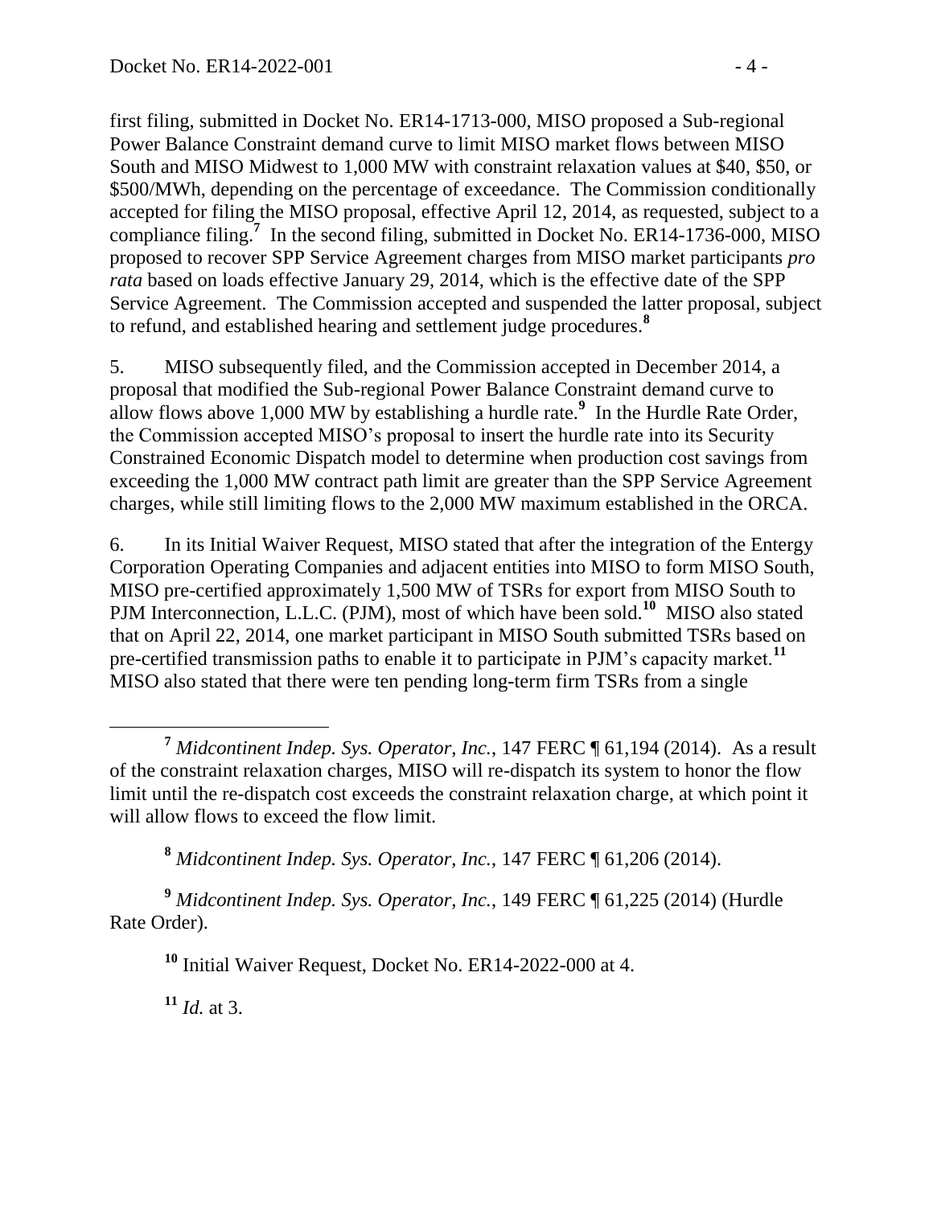first filing, submitted in Docket No. ER14-1713-000, MISO proposed a Sub-regional Power Balance Constraint demand curve to limit MISO market flows between MISO South and MISO Midwest to 1,000 MW with constraint relaxation values at $40, $50, or $500/MWh, depending on the percentage of exceedance. The Commission conditionally accepted for filing the MISO proposal, effective April 12, 2014, as requested, subject to a compliance filing.[7] In the second filing, submitted in Docket No. ER14-1736-000, MISO proposed to recover SPP Service Agreement charges from MISO market participants *pro rata* based on loads effective January 29, 2014, which is the effective date of the SPP Service Agreement. The Commission accepted and suspended the latter proposal, subject to refund, and established hearing and settlement judge procedures.[8]

5. MISO subsequently filed, and the Commission accepted in December 2014, a proposal that modified the Sub-regional Power Balance Constraint demand curve to allow flows above 1,000 MW by establishing a hurdle rate.[9] In the Hurdle Rate Order, the Commission accepted MISO's proposal to insert the hurdle rate into its Security Constrained Economic Dispatch model to determine when production cost savings from exceeding the 1,000 MW contract path limit are greater than the SPP Service Agreement charges, while still limiting flows to the 2,000 MW maximum established in the ORCA.

6. In its Initial Waiver Request, MISO stated that after the integration of the Entergy Corporation Operating Companies and adjacent entities into MISO to form MISO South, MISO pre-certified approximately 1,500 MW of TSRs for export from MISO South to PJM Interconnection, L.L.C. (PJM), most of which have been sold.[10] MISO also stated that on April 22, 2014, one market participant in MISO South submitted TSRs based on pre-certified transmission paths to enable it to participate in PJM's capacity market.[11] MISO also stated that there were ten pending long-term firm TSRs from a single

---

[7] *Midcontinent Indep. Sys. Operator, Inc.*, 147 FERC ¶ 61,194 (2014). As a result of the constraint relaxation charges, MISO will re-dispatch its system to honor the flow limit until the re-dispatch cost exceeds the constraint relaxation charge, at which point it will allow flows to exceed the flow limit.

[8] *Midcontinent Indep. Sys. Operator, Inc.*, 147 FERC ¶ 61,206 (2014).

[9] *Midcontinent Indep. Sys. Operator, Inc.*, 149 FERC ¶ 61,225 (2014) (Hurdle Rate Order).

[10] Initial Waiver Request, Docket No. ER14-2022-000 at 4.

[11] *Id.* at 3.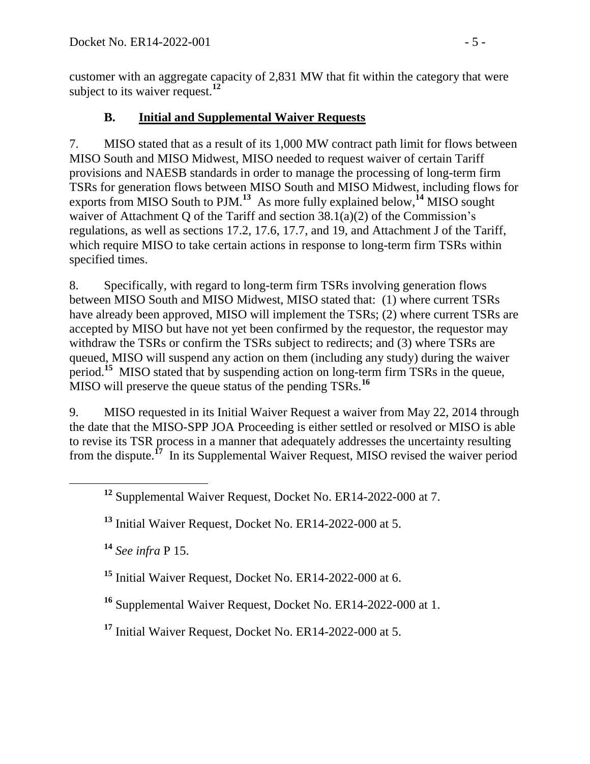customer with an aggregate capacity of 2,831 MW that fit within the category that were subject to its waiver request.[12]

### B. Initial and Supplemental Waiver Requests

7. MISO stated that as a result of its 1,000 MW contract path limit for flows between MISO South and MISO Midwest, MISO needed to request waiver of certain Tariff provisions and NAESB standards in order to manage the processing of long-term firm TSRs for generation flows between MISO South and MISO Midwest, including flows for exports from MISO South to PJM.[13] As more fully explained below,[14] MISO sought waiver of Attachment Q of the Tariff and section 38.1(a)(2) of the Commission's regulations, as well as sections 17.2, 17.6, 17.7, and 19, and Attachment J of the Tariff, which require MISO to take certain actions in response to long-term firm TSRs within specified times.

8. Specifically, with regard to long-term firm TSRs involving generation flows between MISO South and MISO Midwest, MISO stated that: (1) where current TSRs have already been approved, MISO will implement the TSRs; (2) where current TSRs are accepted by MISO but have not yet been confirmed by the requestor, the requestor may withdraw the TSRs or confirm the TSRs subject to redirects; and (3) where TSRs are queued, MISO will suspend any action on them (including any study) during the waiver period.[15] MISO stated that by suspending action on long-term firm TSRs in the queue, MISO will preserve the queue status of the pending TSRs.[16]

9. MISO requested in its Initial Waiver Request a waiver from May 22, 2014 through the date that the MISO-SPP JOA Proceeding is either settled or resolved or MISO is able to revise its TSR process in a manner that adequately addresses the uncertainty resulting from the dispute.[17] In its Supplemental Waiver Request, MISO revised the waiver period

---

[12] Supplemental Waiver Request, Docket No. ER14-2022-000 at 7.

[13] Initial Waiver Request, Docket No. ER14-2022-000 at 5.

[14] *See infra* P 15.

[15] Initial Waiver Request, Docket No. ER14-2022-000 at 6.

[16] Supplemental Waiver Request, Docket No. ER14-2022-000 at 1.

[17] Initial Waiver Request, Docket No. ER14-2022-000 at 5.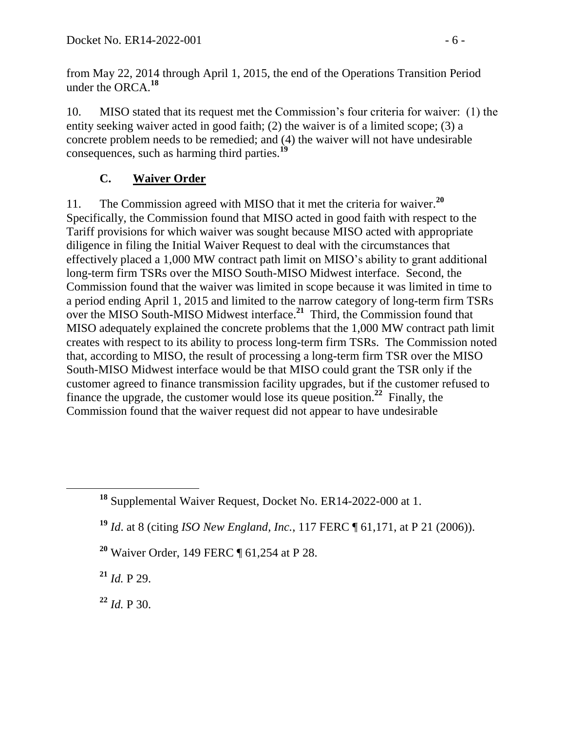from May 22, 2014 through April 1, 2015, the end of the Operations Transition Period under the ORCA.[18]

10. MISO stated that its request met the Commission's four criteria for waiver: (1) the entity seeking waiver acted in good faith; (2) the waiver is of a limited scope; (3) a concrete problem needs to be remedied; and (4) the waiver will not have undesirable consequences, such as harming third parties.[19]

### C. Waiver Order

11. The Commission agreed with MISO that it met the criteria for waiver.[20] Specifically, the Commission found that MISO acted in good faith with respect to the Tariff provisions for which waiver was sought because MISO acted with appropriate diligence in filing the Initial Waiver Request to deal with the circumstances that effectively placed a 1,000 MW contract path limit on MISO's ability to grant additional long-term firm TSRs over the MISO South-MISO Midwest interface. Second, the Commission found that the waiver was limited in scope because it was limited in time to a period ending April 1, 2015 and limited to the narrow category of long-term firm TSRs over the MISO South-MISO Midwest interface.[21] Third, the Commission found that MISO adequately explained the concrete problems that the 1,000 MW contract path limit creates with respect to its ability to process long-term firm TSRs. The Commission noted that, according to MISO, the result of processing a long-term firm TSR over the MISO South-MISO Midwest interface would be that MISO could grant the TSR only if the customer agreed to finance transmission facility upgrades, but if the customer refused to finance the upgrade, the customer would lose its queue position.[22] Finally, the Commission found that the waiver request did not appear to have undesirable

---

[18] Supplemental Waiver Request, Docket No. ER14-2022-000 at 1.

[19] *Id*. at 8 (citing *ISO New England, Inc.*, 117 FERC ¶ 61,171, at P 21 (2006)).

[20] Waiver Order, 149 FERC ¶ 61,254 at P 28.

[21] *Id.* P 29.

[22] *Id.* P 30.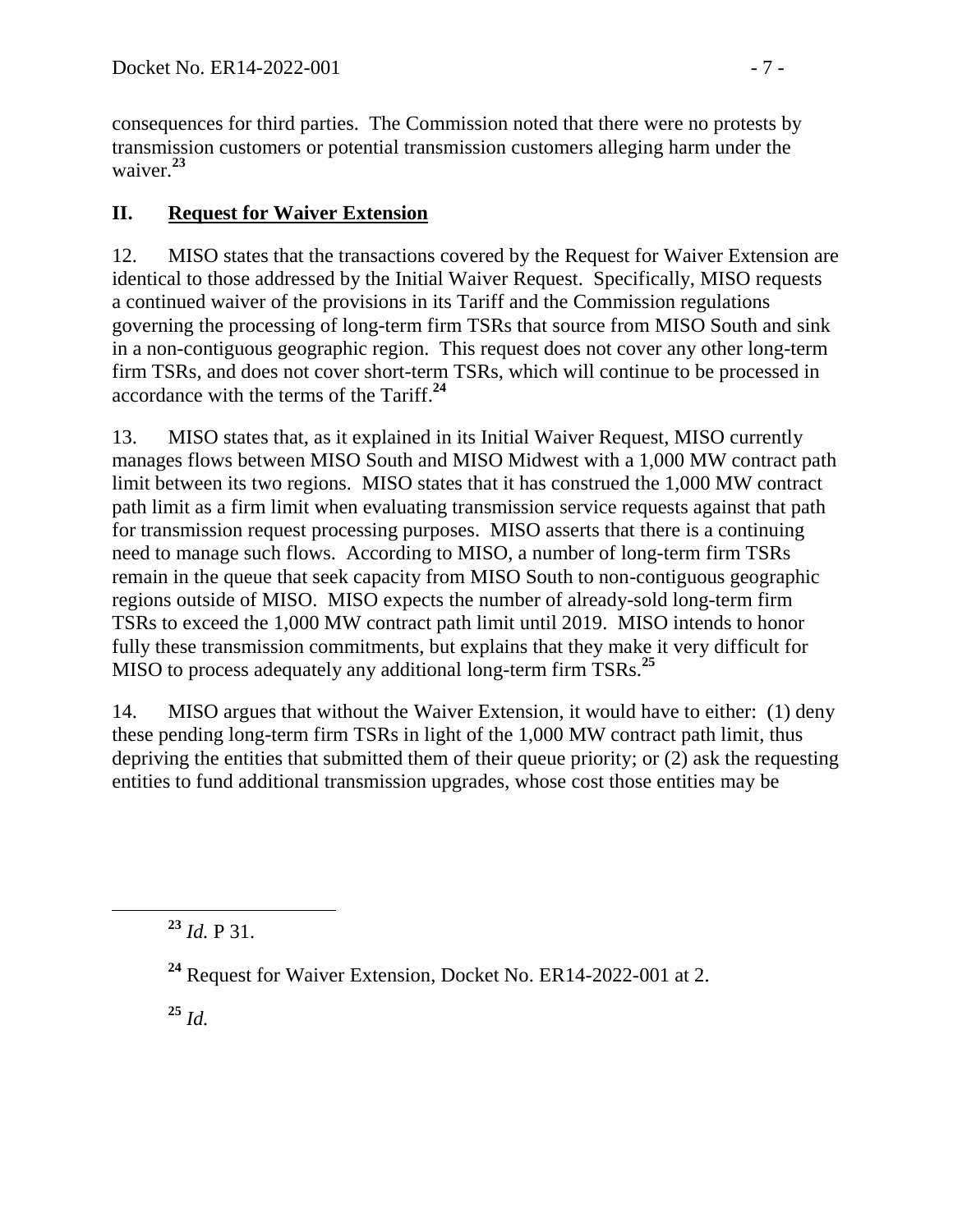consequences for third parties. The Commission noted that there were no protests by transmission customers or potential transmission customers alleging harm under the waiver.[23]

## II. Request for Waiver Extension

12. MISO states that the transactions covered by the Request for Waiver Extension are identical to those addressed by the Initial Waiver Request. Specifically, MISO requests a continued waiver of the provisions in its Tariff and the Commission regulations governing the processing of long-term firm TSRs that source from MISO South and sink in a non-contiguous geographic region. This request does not cover any other long-term firm TSRs, and does not cover short-term TSRs, which will continue to be processed in accordance with the terms of the Tariff.[24]

13. MISO states that, as it explained in its Initial Waiver Request, MISO currently manages flows between MISO South and MISO Midwest with a 1,000 MW contract path limit between its two regions. MISO states that it has construed the 1,000 MW contract path limit as a firm limit when evaluating transmission service requests against that path for transmission request processing purposes. MISO asserts that there is a continuing need to manage such flows. According to MISO, a number of long-term firm TSRs remain in the queue that seek capacity from MISO South to non-contiguous geographic regions outside of MISO. MISO expects the number of already-sold long-term firm TSRs to exceed the 1,000 MW contract path limit until 2019. MISO intends to honor fully these transmission commitments, but explains that they make it very difficult for MISO to process adequately any additional long-term firm TSRs.[25]

14. MISO argues that without the Waiver Extension, it would have to either: (1) deny these pending long-term firm TSRs in light of the 1,000 MW contract path limit, thus depriving the entities that submitted them of their queue priority; or (2) ask the requesting entities to fund additional transmission upgrades, whose cost those entities may be

---

[23] *Id.* P 31.

[24] Request for Waiver Extension, Docket No. ER14-2022-001 at 2.

[25] *Id.*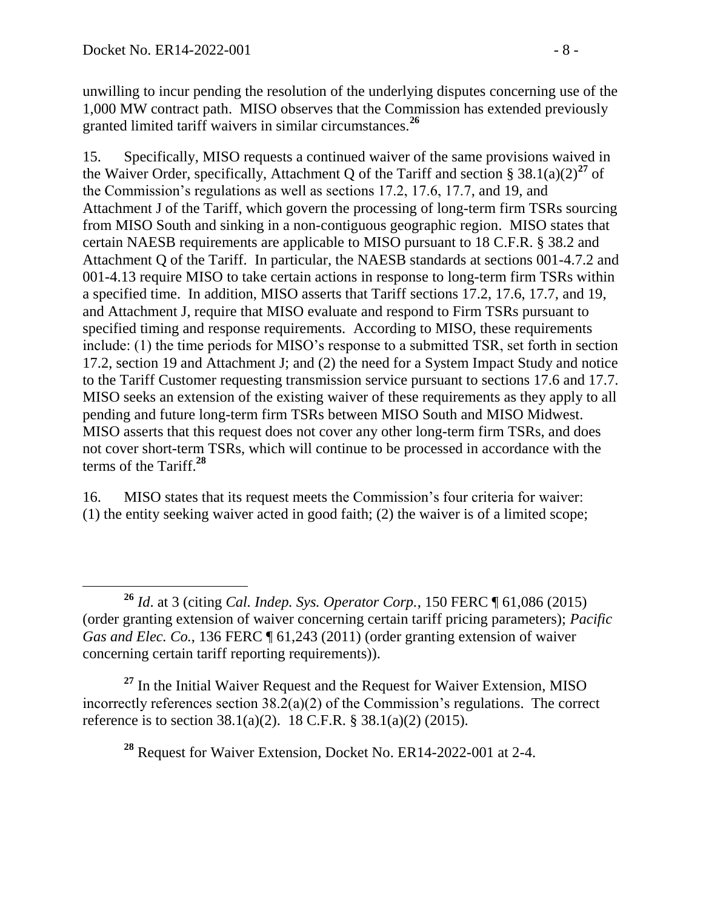unwilling to incur pending the resolution of the underlying disputes concerning use of the 1,000 MW contract path. MISO observes that the Commission has extended previously granted limited tariff waivers in similar circumstances.[26]

15. Specifically, MISO requests a continued waiver of the same provisions waived in the Waiver Order, specifically, Attachment Q of the Tariff and section § 38.1(a)(2)[27] of the Commission's regulations as well as sections 17.2, 17.6, 17.7, and 19, and Attachment J of the Tariff, which govern the processing of long-term firm TSRs sourcing from MISO South and sinking in a non-contiguous geographic region. MISO states that certain NAESB requirements are applicable to MISO pursuant to 18 C.F.R. § 38.2 and Attachment Q of the Tariff. In particular, the NAESB standards at sections 001-4.7.2 and 001-4.13 require MISO to take certain actions in response to long-term firm TSRs within a specified time. In addition, MISO asserts that Tariff sections 17.2, 17.6, 17.7, and 19, and Attachment J, require that MISO evaluate and respond to Firm TSRs pursuant to specified timing and response requirements. According to MISO, these requirements include: (1) the time periods for MISO's response to a submitted TSR, set forth in section 17.2, section 19 and Attachment J; and (2) the need for a System Impact Study and notice to the Tariff Customer requesting transmission service pursuant to sections 17.6 and 17.7. MISO seeks an extension of the existing waiver of these requirements as they apply to all pending and future long-term firm TSRs between MISO South and MISO Midwest. MISO asserts that this request does not cover any other long-term firm TSRs, and does not cover short-term TSRs, which will continue to be processed in accordance with the terms of the Tariff.[28]

16. MISO states that its request meets the Commission's four criteria for waiver: (1) the entity seeking waiver acted in good faith; (2) the waiver is of a limited scope;

---

[26] *Id*. at 3 (citing *Cal. Indep. Sys. Operator Corp.*, 150 FERC ¶ 61,086 (2015) (order granting extension of waiver concerning certain tariff pricing parameters); *Pacific Gas and Elec. Co.*, 136 FERC ¶ 61,243 (2011) (order granting extension of waiver concerning certain tariff reporting requirements)).

[27] In the Initial Waiver Request and the Request for Waiver Extension, MISO incorrectly references section 38.2(a)(2) of the Commission's regulations. The correct reference is to section 38.1(a)(2). 18 C.F.R. § 38.1(a)(2) (2015).

[28] Request for Waiver Extension, Docket No. ER14-2022-001 at 2-4.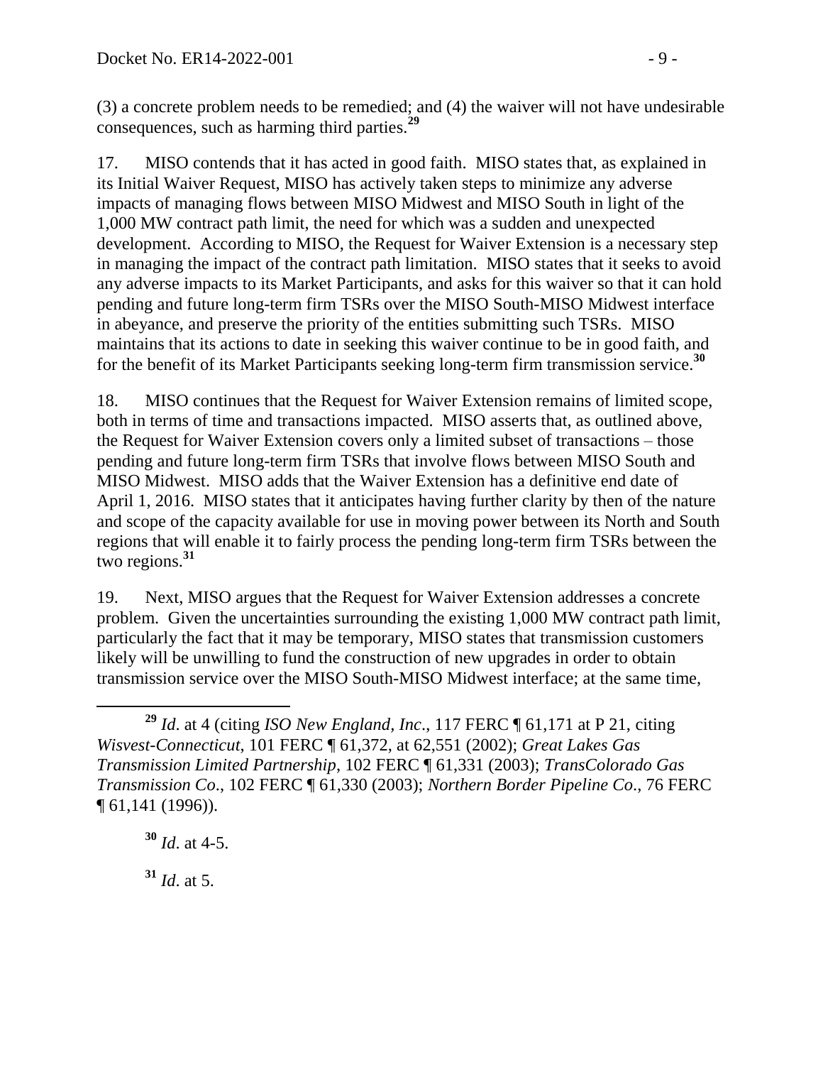(3) a concrete problem needs to be remedied; and (4) the waiver will not have undesirable consequences, such as harming third parties.[29]

17. MISO contends that it has acted in good faith. MISO states that, as explained in its Initial Waiver Request, MISO has actively taken steps to minimize any adverse impacts of managing flows between MISO Midwest and MISO South in light of the 1,000 MW contract path limit, the need for which was a sudden and unexpected development. According to MISO, the Request for Waiver Extension is a necessary step in managing the impact of the contract path limitation. MISO states that it seeks to avoid any adverse impacts to its Market Participants, and asks for this waiver so that it can hold pending and future long-term firm TSRs over the MISO South-MISO Midwest interface in abeyance, and preserve the priority of the entities submitting such TSRs. MISO maintains that its actions to date in seeking this waiver continue to be in good faith, and for the benefit of its Market Participants seeking long-term firm transmission service.[30]

18. MISO continues that the Request for Waiver Extension remains of limited scope, both in terms of time and transactions impacted. MISO asserts that, as outlined above, the Request for Waiver Extension covers only a limited subset of transactions – those pending and future long-term firm TSRs that involve flows between MISO South and MISO Midwest. MISO adds that the Waiver Extension has a definitive end date of April 1, 2016. MISO states that it anticipates having further clarity by then of the nature and scope of the capacity available for use in moving power between its North and South regions that will enable it to fairly process the pending long-term firm TSRs between the two regions.[31]

19. Next, MISO argues that the Request for Waiver Extension addresses a concrete problem. Given the uncertainties surrounding the existing 1,000 MW contract path limit, particularly the fact that it may be temporary, MISO states that transmission customers likely will be unwilling to fund the construction of new upgrades in order to obtain transmission service over the MISO South-MISO Midwest interface; at the same time,

---

[29] *Id*. at 4 (citing *ISO New England, Inc*., 117 FERC ¶ 61,171 at P 21, citing *Wisvest-Connecticut*, 101 FERC ¶ 61,372, at 62,551 (2002); *Great Lakes Gas Transmission Limited Partnership*, 102 FERC ¶ 61,331 (2003); *TransColorado Gas Transmission Co*., 102 FERC ¶ 61,330 (2003); *Northern Border Pipeline Co*., 76 FERC ¶ 61,141 (1996)).

[30] *Id*. at 4-5.

[31] *Id*. at 5.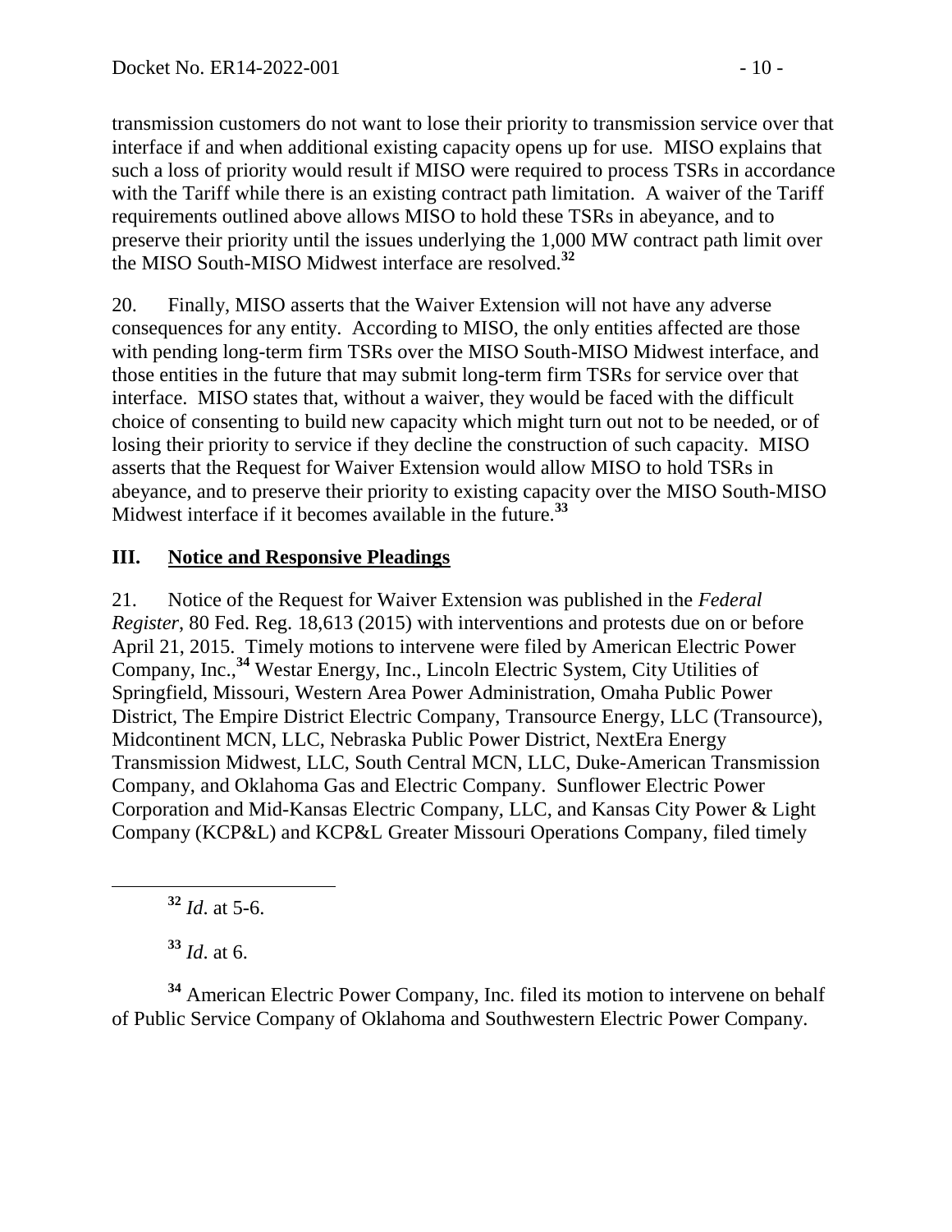transmission customers do not want to lose their priority to transmission service over that interface if and when additional existing capacity opens up for use. MISO explains that such a loss of priority would result if MISO were required to process TSRs in accordance with the Tariff while there is an existing contract path limitation. A waiver of the Tariff requirements outlined above allows MISO to hold these TSRs in abeyance, and to preserve their priority until the issues underlying the 1,000 MW contract path limit over the MISO South-MISO Midwest interface are resolved.[32]

20. Finally, MISO asserts that the Waiver Extension will not have any adverse consequences for any entity. According to MISO, the only entities affected are those with pending long-term firm TSRs over the MISO South-MISO Midwest interface, and those entities in the future that may submit long-term firm TSRs for service over that interface. MISO states that, without a waiver, they would be faced with the difficult choice of consenting to build new capacity which might turn out not to be needed, or of losing their priority to service if they decline the construction of such capacity. MISO asserts that the Request for Waiver Extension would allow MISO to hold TSRs in abeyance, and to preserve their priority to existing capacity over the MISO South-MISO Midwest interface if it becomes available in the future.[33]

## III. Notice and Responsive Pleadings

21. Notice of the Request for Waiver Extension was published in the *Federal Register*, 80 Fed. Reg. 18,613 (2015) with interventions and protests due on or before April 21, 2015. Timely motions to intervene were filed by American Electric Power Company, Inc.,[34] Westar Energy, Inc., Lincoln Electric System, City Utilities of Springfield, Missouri, Western Area Power Administration, Omaha Public Power District, The Empire District Electric Company, Transource Energy, LLC (Transource), Midcontinent MCN, LLC, Nebraska Public Power District, NextEra Energy Transmission Midwest, LLC, South Central MCN, LLC, Duke-American Transmission Company, and Oklahoma Gas and Electric Company. Sunflower Electric Power Corporation and Mid-Kansas Electric Company, LLC, and Kansas City Power & Light Company (KCP&L) and KCP&L Greater Missouri Operations Company, filed timely

---

[32] *Id*. at 5-6.

[33] *Id*. at 6.

[34] American Electric Power Company, Inc. filed its motion to intervene on behalf of Public Service Company of Oklahoma and Southwestern Electric Power Company.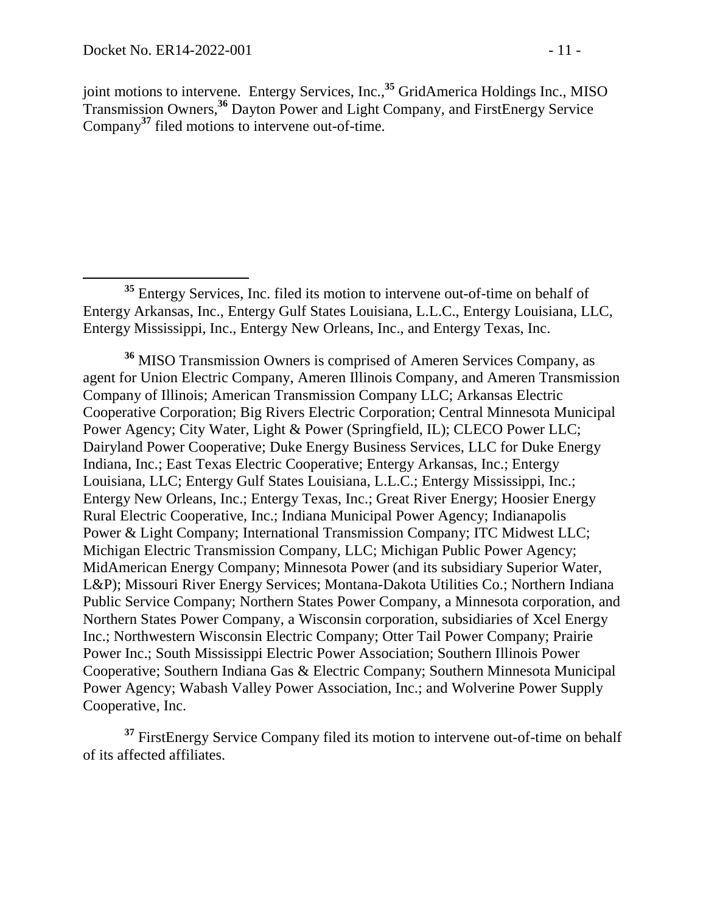joint motions to intervene. Entergy Services, Inc.,[35] GridAmerica Holdings Inc., MISO Transmission Owners,[36] Dayton Power and Light Company, and FirstEnergy Service Company[37] filed motions to intervene out-of-time.

---

[35] Entergy Services, Inc. filed its motion to intervene out-of-time on behalf of Entergy Arkansas, Inc., Entergy Gulf States Louisiana, L.L.C., Entergy Louisiana, LLC, Entergy Mississippi, Inc., Entergy New Orleans, Inc., and Entergy Texas, Inc.

[36] MISO Transmission Owners is comprised of Ameren Services Company, as agent for Union Electric Company, Ameren Illinois Company, and Ameren Transmission Company of Illinois; American Transmission Company LLC; Arkansas Electric Cooperative Corporation; Big Rivers Electric Corporation; Central Minnesota Municipal Power Agency; City Water, Light & Power (Springfield, IL); CLECO Power LLC; Dairyland Power Cooperative; Duke Energy Business Services, LLC for Duke Energy Indiana, Inc.; East Texas Electric Cooperative; Entergy Arkansas, Inc.; Entergy Louisiana, LLC; Entergy Gulf States Louisiana, L.L.C.; Entergy Mississippi, Inc.; Entergy New Orleans, Inc.; Entergy Texas, Inc.; Great River Energy; Hoosier Energy Rural Electric Cooperative, Inc.; Indiana Municipal Power Agency; Indianapolis Power & Light Company; International Transmission Company; ITC Midwest LLC; Michigan Electric Transmission Company, LLC; Michigan Public Power Agency; MidAmerican Energy Company; Minnesota Power (and its subsidiary Superior Water, L&P); Missouri River Energy Services; Montana-Dakota Utilities Co.; Northern Indiana Public Service Company; Northern States Power Company, a Minnesota corporation, and Northern States Power Company, a Wisconsin corporation, subsidiaries of Xcel Energy Inc.; Northwestern Wisconsin Electric Company; Otter Tail Power Company; Prairie Power Inc.; South Mississippi Electric Power Association; Southern Illinois Power Cooperative; Southern Indiana Gas & Electric Company; Southern Minnesota Municipal Power Agency; Wabash Valley Power Association, Inc.; and Wolverine Power Supply Cooperative, Inc.

[37] FirstEnergy Service Company filed its motion to intervene out-of-time on behalf of its affected affiliates.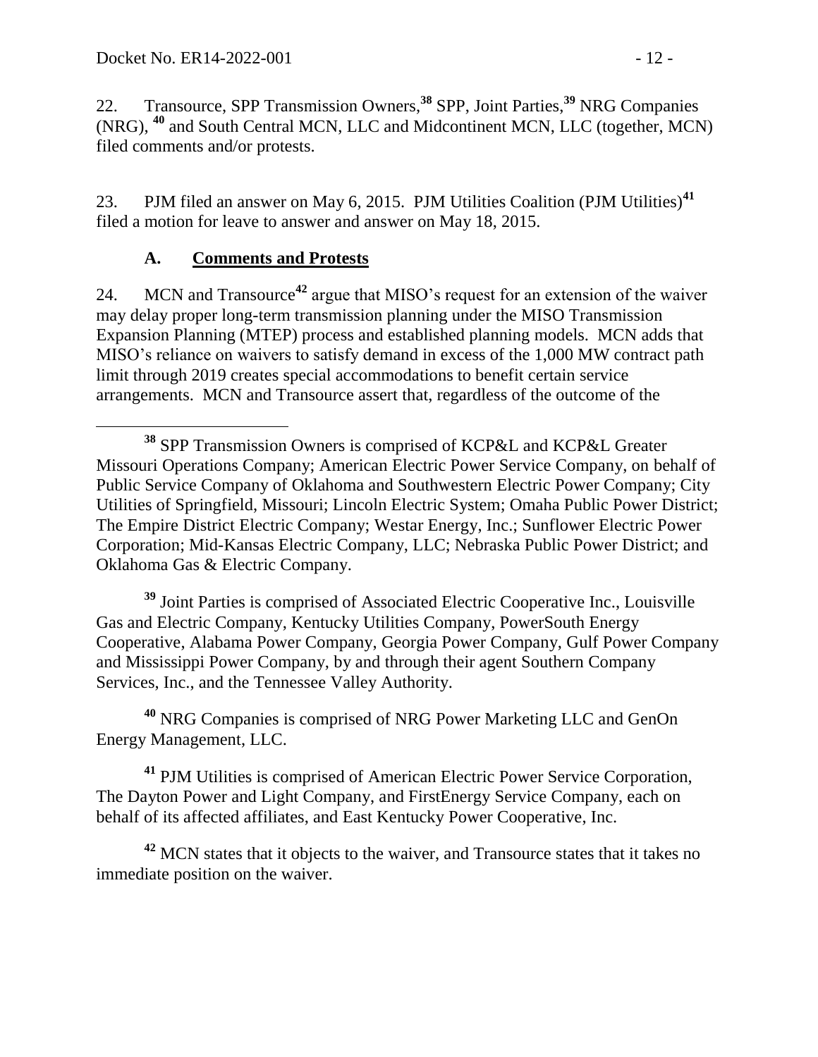22. Transource, SPP Transmission Owners,[38] SPP, Joint Parties,[39] NRG Companies (NRG), [40] and South Central MCN, LLC and Midcontinent MCN, LLC (together, MCN) filed comments and/or protests.

23. PJM filed an answer on May 6, 2015. PJM Utilities Coalition (PJM Utilities)[41] filed a motion for leave to answer and answer on May 18, 2015.

### A. Comments and Protests

24. MCN and Transource[42] argue that MISO's request for an extension of the waiver may delay proper long-term transmission planning under the MISO Transmission Expansion Planning (MTEP) process and established planning models. MCN adds that MISO's reliance on waivers to satisfy demand in excess of the 1,000 MW contract path limit through 2019 creates special accommodations to benefit certain service arrangements. MCN and Transource assert that, regardless of the outcome of the

---

[38] SPP Transmission Owners is comprised of KCP&L and KCP&L Greater Missouri Operations Company; American Electric Power Service Company, on behalf of Public Service Company of Oklahoma and Southwestern Electric Power Company; City Utilities of Springfield, Missouri; Lincoln Electric System; Omaha Public Power District; The Empire District Electric Company; Westar Energy, Inc.; Sunflower Electric Power Corporation; Mid-Kansas Electric Company, LLC; Nebraska Public Power District; and Oklahoma Gas & Electric Company.

[39] Joint Parties is comprised of Associated Electric Cooperative Inc., Louisville Gas and Electric Company, Kentucky Utilities Company, PowerSouth Energy Cooperative, Alabama Power Company, Georgia Power Company, Gulf Power Company and Mississippi Power Company, by and through their agent Southern Company Services, Inc., and the Tennessee Valley Authority.

[40] NRG Companies is comprised of NRG Power Marketing LLC and GenOn Energy Management, LLC.

[41] PJM Utilities is comprised of American Electric Power Service Corporation, The Dayton Power and Light Company, and FirstEnergy Service Company, each on behalf of its affected affiliates, and East Kentucky Power Cooperative, Inc.

[42] MCN states that it objects to the waiver, and Transource states that it takes no immediate position on the waiver.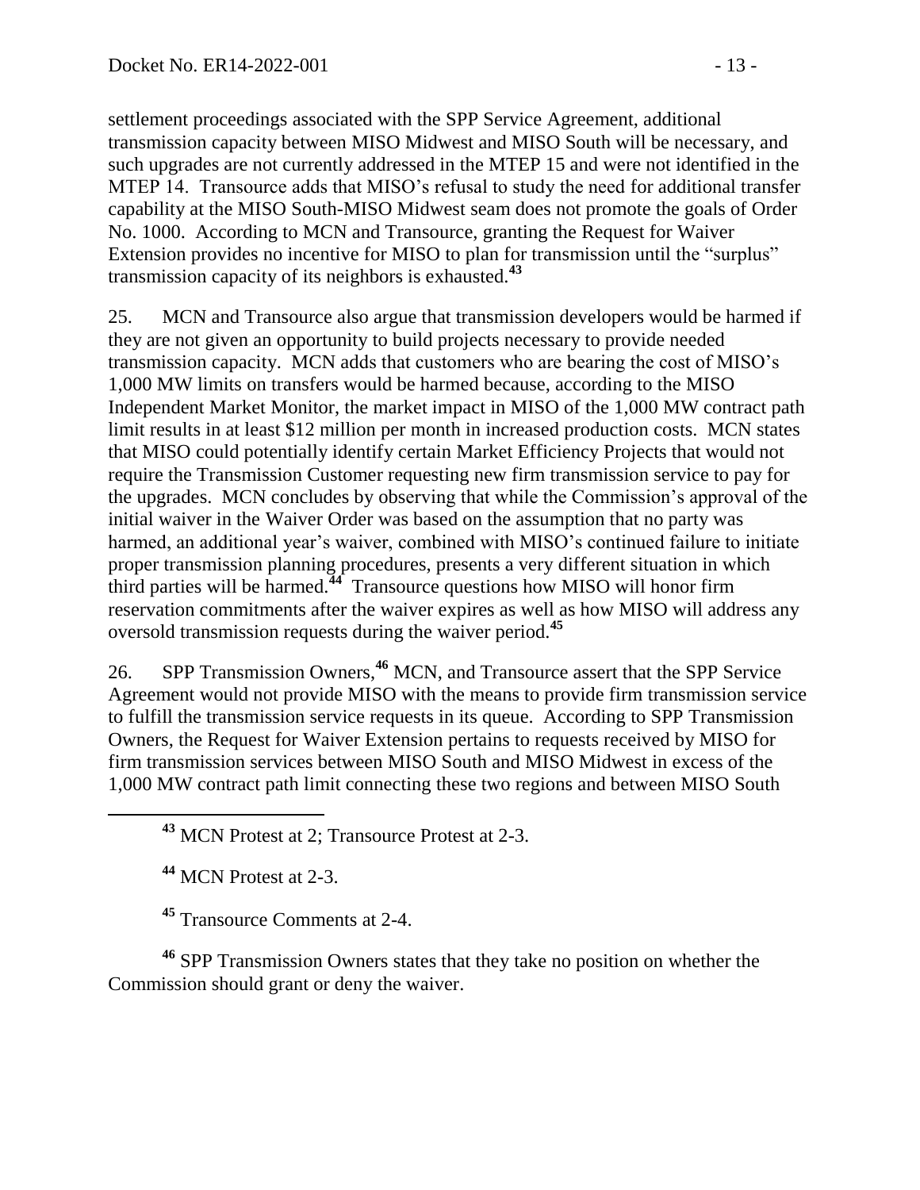settlement proceedings associated with the SPP Service Agreement, additional transmission capacity between MISO Midwest and MISO South will be necessary, and such upgrades are not currently addressed in the MTEP 15 and were not identified in the MTEP 14. Transource adds that MISO's refusal to study the need for additional transfer capability at the MISO South-MISO Midwest seam does not promote the goals of Order No. 1000. According to MCN and Transource, granting the Request for Waiver Extension provides no incentive for MISO to plan for transmission until the "surplus" transmission capacity of its neighbors is exhausted.[43]

25. MCN and Transource also argue that transmission developers would be harmed if they are not given an opportunity to build projects necessary to provide needed transmission capacity. MCN adds that customers who are bearing the cost of MISO's 1,000 MW limits on transfers would be harmed because, according to the MISO Independent Market Monitor, the market impact in MISO of the 1,000 MW contract path limit results in at least $12 million per month in increased production costs. MCN states that MISO could potentially identify certain Market Efficiency Projects that would not require the Transmission Customer requesting new firm transmission service to pay for the upgrades. MCN concludes by observing that while the Commission's approval of the initial waiver in the Waiver Order was based on the assumption that no party was harmed, an additional year's waiver, combined with MISO's continued failure to initiate proper transmission planning procedures, presents a very different situation in which third parties will be harmed.[44] Transource questions how MISO will honor firm reservation commitments after the waiver expires as well as how MISO will address any oversold transmission requests during the waiver period.[45]

26. SPP Transmission Owners,[46] MCN, and Transource assert that the SPP Service Agreement would not provide MISO with the means to provide firm transmission service to fulfill the transmission service requests in its queue. According to SPP Transmission Owners, the Request for Waiver Extension pertains to requests received by MISO for firm transmission services between MISO South and MISO Midwest in excess of the 1,000 MW contract path limit connecting these two regions and between MISO South

---

[43] MCN Protest at 2; Transource Protest at 2-3.

[44] MCN Protest at 2-3.

[45] Transource Comments at 2-4.

[46] SPP Transmission Owners states that they take no position on whether the Commission should grant or deny the waiver.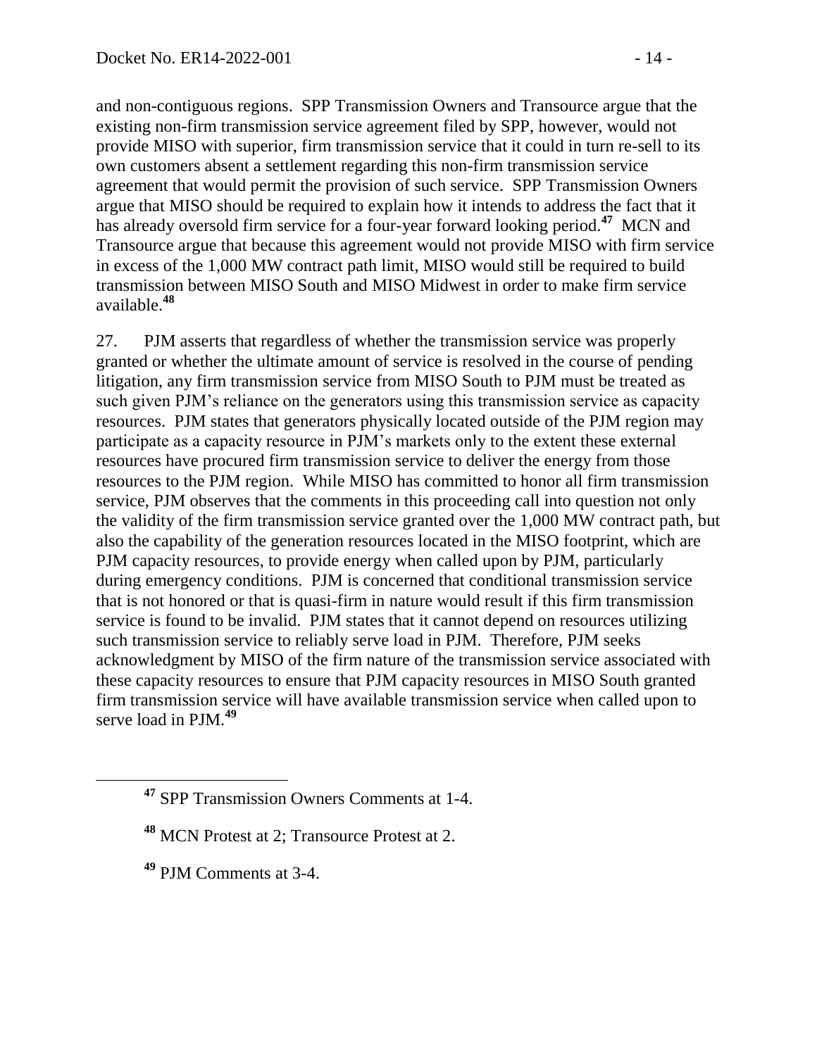and non-contiguous regions. SPP Transmission Owners and Transource argue that the existing non-firm transmission service agreement filed by SPP, however, would not provide MISO with superior, firm transmission service that it could in turn re-sell to its own customers absent a settlement regarding this non-firm transmission service agreement that would permit the provision of such service. SPP Transmission Owners argue that MISO should be required to explain how it intends to address the fact that it has already oversold firm service for a four-year forward looking period.[47] MCN and Transource argue that because this agreement would not provide MISO with firm service in excess of the 1,000 MW contract path limit, MISO would still be required to build transmission between MISO South and MISO Midwest in order to make firm service available.[48]

27. PJM asserts that regardless of whether the transmission service was properly granted or whether the ultimate amount of service is resolved in the course of pending litigation, any firm transmission service from MISO South to PJM must be treated as such given PJM's reliance on the generators using this transmission service as capacity resources. PJM states that generators physically located outside of the PJM region may participate as a capacity resource in PJM's markets only to the extent these external resources have procured firm transmission service to deliver the energy from those resources to the PJM region. While MISO has committed to honor all firm transmission service, PJM observes that the comments in this proceeding call into question not only the validity of the firm transmission service granted over the 1,000 MW contract path, but also the capability of the generation resources located in the MISO footprint, which are PJM capacity resources, to provide energy when called upon by PJM, particularly during emergency conditions. PJM is concerned that conditional transmission service that is not honored or that is quasi-firm in nature would result if this firm transmission service is found to be invalid. PJM states that it cannot depend on resources utilizing such transmission service to reliably serve load in PJM. Therefore, PJM seeks acknowledgment by MISO of the firm nature of the transmission service associated with these capacity resources to ensure that PJM capacity resources in MISO South granted firm transmission service will have available transmission service when called upon to serve load in PJM.[49]

---

[47] SPP Transmission Owners Comments at 1-4.

[48] MCN Protest at 2; Transource Protest at 2.

[49] PJM Comments at 3-4.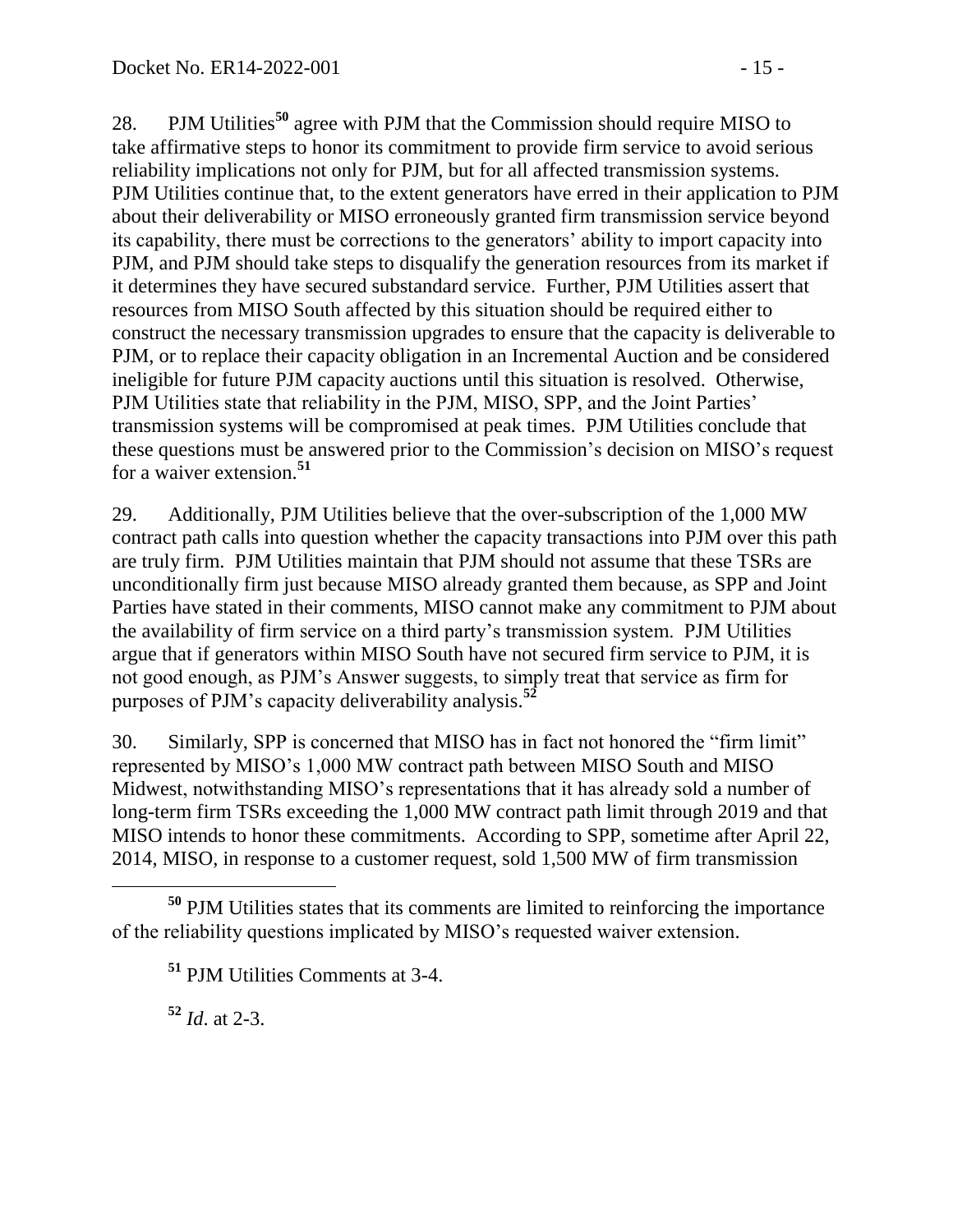28. PJM Utilities[50] agree with PJM that the Commission should require MISO to take affirmative steps to honor its commitment to provide firm service to avoid serious reliability implications not only for PJM, but for all affected transmission systems. PJM Utilities continue that, to the extent generators have erred in their application to PJM about their deliverability or MISO erroneously granted firm transmission service beyond its capability, there must be corrections to the generators' ability to import capacity into PJM, and PJM should take steps to disqualify the generation resources from its market if it determines they have secured substandard service. Further, PJM Utilities assert that resources from MISO South affected by this situation should be required either to construct the necessary transmission upgrades to ensure that the capacity is deliverable to PJM, or to replace their capacity obligation in an Incremental Auction and be considered ineligible for future PJM capacity auctions until this situation is resolved. Otherwise, PJM Utilities state that reliability in the PJM, MISO, SPP, and the Joint Parties' transmission systems will be compromised at peak times. PJM Utilities conclude that these questions must be answered prior to the Commission's decision on MISO's request for a waiver extension.[51]

29. Additionally, PJM Utilities believe that the over-subscription of the 1,000 MW contract path calls into question whether the capacity transactions into PJM over this path are truly firm. PJM Utilities maintain that PJM should not assume that these TSRs are unconditionally firm just because MISO already granted them because, as SPP and Joint Parties have stated in their comments, MISO cannot make any commitment to PJM about the availability of firm service on a third party's transmission system. PJM Utilities argue that if generators within MISO South have not secured firm service to PJM, it is not good enough, as PJM's Answer suggests, to simply treat that service as firm for purposes of PJM's capacity deliverability analysis.[52]

30. Similarly, SPP is concerned that MISO has in fact not honored the "firm limit" represented by MISO's 1,000 MW contract path between MISO South and MISO Midwest, notwithstanding MISO's representations that it has already sold a number of long-term firm TSRs exceeding the 1,000 MW contract path limit through 2019 and that MISO intends to honor these commitments. According to SPP, sometime after April 22, 2014, MISO, in response to a customer request, sold 1,500 MW of firm transmission

---

[50] PJM Utilities states that its comments are limited to reinforcing the importance of the reliability questions implicated by MISO's requested waiver extension.

[51] PJM Utilities Comments at 3-4.

[52] *Id*. at 2-3.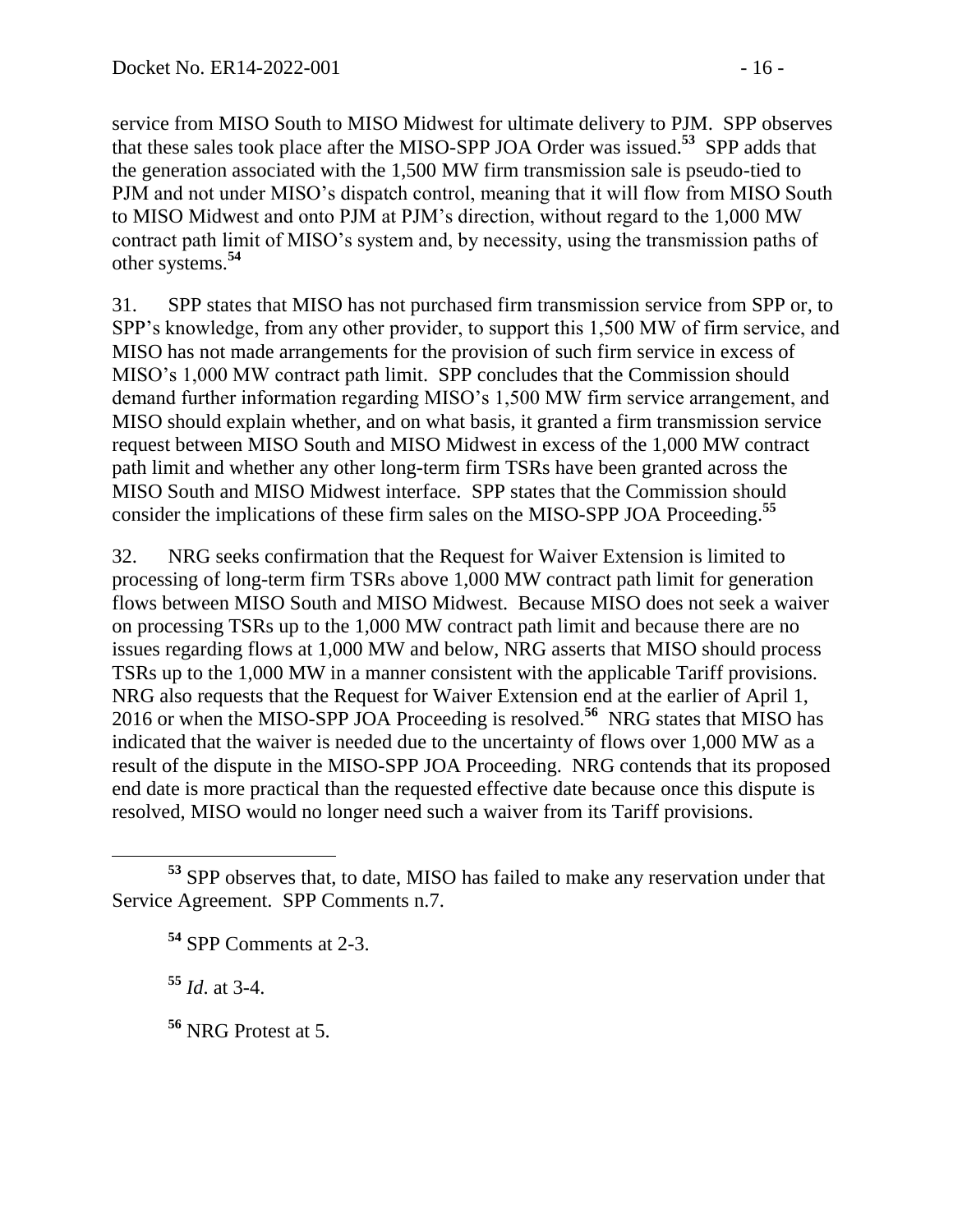service from MISO South to MISO Midwest for ultimate delivery to PJM. SPP observes that these sales took place after the MISO-SPP JOA Order was issued.[53] SPP adds that the generation associated with the 1,500 MW firm transmission sale is pseudo-tied to PJM and not under MISO's dispatch control, meaning that it will flow from MISO South to MISO Midwest and onto PJM at PJM's direction, without regard to the 1,000 MW contract path limit of MISO's system and, by necessity, using the transmission paths of other systems.[54]

31. SPP states that MISO has not purchased firm transmission service from SPP or, to SPP's knowledge, from any other provider, to support this 1,500 MW of firm service, and MISO has not made arrangements for the provision of such firm service in excess of MISO's 1,000 MW contract path limit. SPP concludes that the Commission should demand further information regarding MISO's 1,500 MW firm service arrangement, and MISO should explain whether, and on what basis, it granted a firm transmission service request between MISO South and MISO Midwest in excess of the 1,000 MW contract path limit and whether any other long-term firm TSRs have been granted across the MISO South and MISO Midwest interface. SPP states that the Commission should consider the implications of these firm sales on the MISO-SPP JOA Proceeding.[55]

32. NRG seeks confirmation that the Request for Waiver Extension is limited to processing of long-term firm TSRs above 1,000 MW contract path limit for generation flows between MISO South and MISO Midwest. Because MISO does not seek a waiver on processing TSRs up to the 1,000 MW contract path limit and because there are no issues regarding flows at 1,000 MW and below, NRG asserts that MISO should process TSRs up to the 1,000 MW in a manner consistent with the applicable Tariff provisions. NRG also requests that the Request for Waiver Extension end at the earlier of April 1, 2016 or when the MISO-SPP JOA Proceeding is resolved.[56] NRG states that MISO has indicated that the waiver is needed due to the uncertainty of flows over 1,000 MW as a result of the dispute in the MISO-SPP JOA Proceeding. NRG contends that its proposed end date is more practical than the requested effective date because once this dispute is resolved, MISO would no longer need such a waiver from its Tariff provisions.

---

[53] SPP observes that, to date, MISO has failed to make any reservation under that Service Agreement. SPP Comments n.7.

[54] SPP Comments at 2-3.

[55] *Id*. at 3-4.

[56] NRG Protest at 5.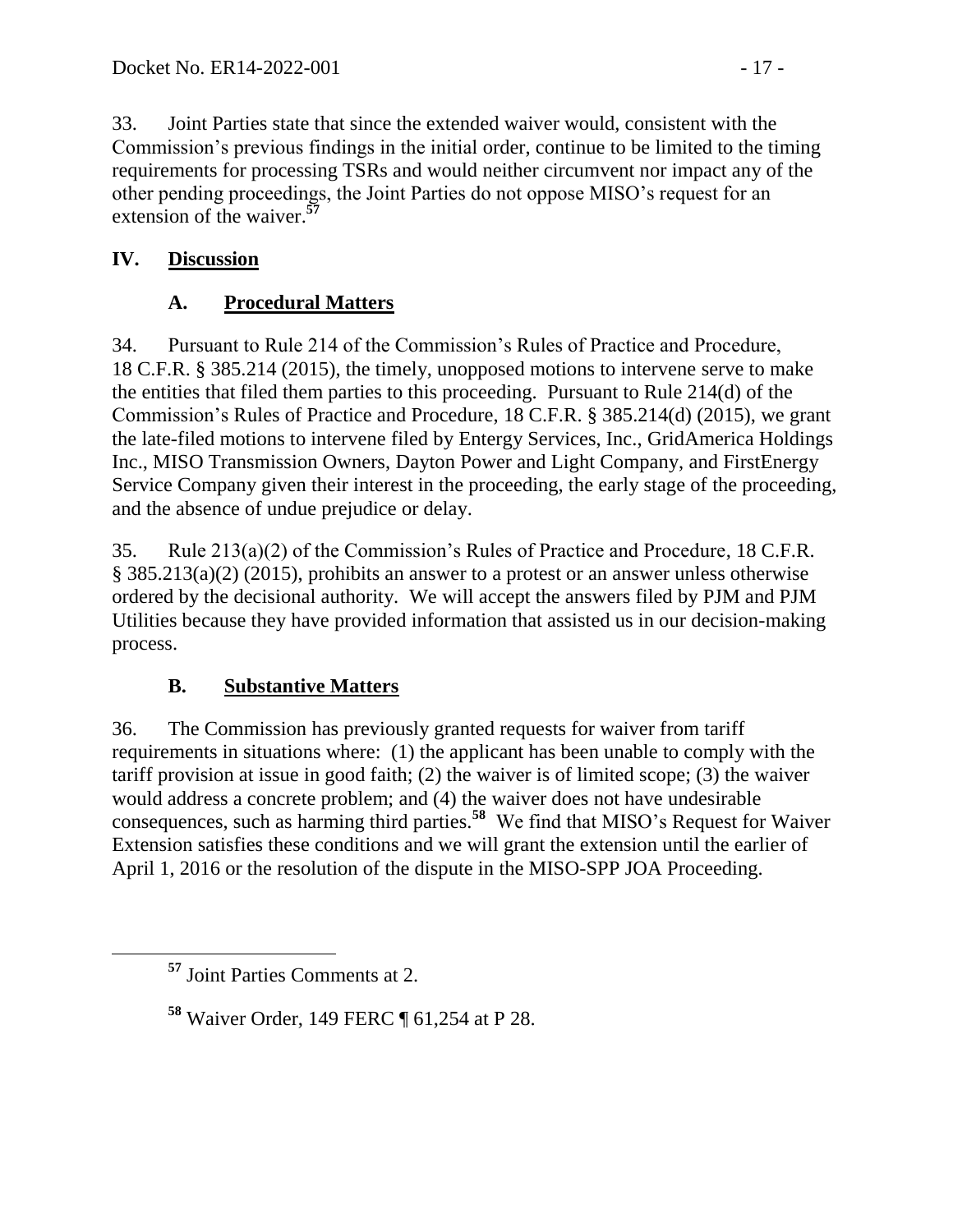33. Joint Parties state that since the extended waiver would, consistent with the Commission's previous findings in the initial order, continue to be limited to the timing requirements for processing TSRs and would neither circumvent nor impact any of the other pending proceedings, the Joint Parties do not oppose MISO's request for an extension of the waiver.[57]

## IV. Discussion

### A. Procedural Matters

34. Pursuant to Rule 214 of the Commission's Rules of Practice and Procedure, 18 C.F.R. § 385.214 (2015), the timely, unopposed motions to intervene serve to make the entities that filed them parties to this proceeding. Pursuant to Rule 214(d) of the Commission's Rules of Practice and Procedure, 18 C.F.R. § 385.214(d) (2015), we grant the late-filed motions to intervene filed by Entergy Services, Inc., GridAmerica Holdings Inc., MISO Transmission Owners, Dayton Power and Light Company, and FirstEnergy Service Company given their interest in the proceeding, the early stage of the proceeding, and the absence of undue prejudice or delay.

35. Rule 213(a)(2) of the Commission's Rules of Practice and Procedure, 18 C.F.R. § 385.213(a)(2) (2015), prohibits an answer to a protest or an answer unless otherwise ordered by the decisional authority. We will accept the answers filed by PJM and PJM Utilities because they have provided information that assisted us in our decision-making process.

### B. Substantive Matters

36. The Commission has previously granted requests for waiver from tariff requirements in situations where: (1) the applicant has been unable to comply with the tariff provision at issue in good faith; (2) the waiver is of limited scope; (3) the waiver would address a concrete problem; and (4) the waiver does not have undesirable consequences, such as harming third parties.[58] We find that MISO's Request for Waiver Extension satisfies these conditions and we will grant the extension until the earlier of April 1, 2016 or the resolution of the dispute in the MISO-SPP JOA Proceeding.

---

[57] Joint Parties Comments at 2.

[58] Waiver Order, 149 FERC ¶ 61,254 at P 28.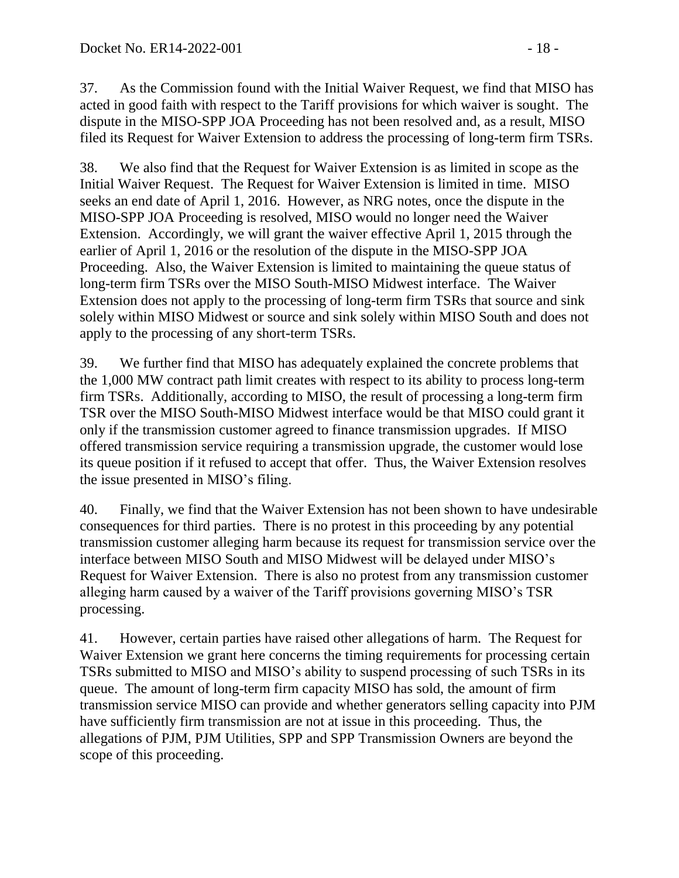37. As the Commission found with the Initial Waiver Request, we find that MISO has acted in good faith with respect to the Tariff provisions for which waiver is sought. The dispute in the MISO-SPP JOA Proceeding has not been resolved and, as a result, MISO filed its Request for Waiver Extension to address the processing of long-term firm TSRs.

38. We also find that the Request for Waiver Extension is as limited in scope as the Initial Waiver Request. The Request for Waiver Extension is limited in time. MISO seeks an end date of April 1, 2016. However, as NRG notes, once the dispute in the MISO-SPP JOA Proceeding is resolved, MISO would no longer need the Waiver Extension. Accordingly, we will grant the waiver effective April 1, 2015 through the earlier of April 1, 2016 or the resolution of the dispute in the MISO-SPP JOA Proceeding. Also, the Waiver Extension is limited to maintaining the queue status of long-term firm TSRs over the MISO South-MISO Midwest interface. The Waiver Extension does not apply to the processing of long-term firm TSRs that source and sink solely within MISO Midwest or source and sink solely within MISO South and does not apply to the processing of any short-term TSRs.

39. We further find that MISO has adequately explained the concrete problems that the 1,000 MW contract path limit creates with respect to its ability to process long-term firm TSRs. Additionally, according to MISO, the result of processing a long-term firm TSR over the MISO South-MISO Midwest interface would be that MISO could grant it only if the transmission customer agreed to finance transmission upgrades. If MISO offered transmission service requiring a transmission upgrade, the customer would lose its queue position if it refused to accept that offer. Thus, the Waiver Extension resolves the issue presented in MISO's filing.

40. Finally, we find that the Waiver Extension has not been shown to have undesirable consequences for third parties. There is no protest in this proceeding by any potential transmission customer alleging harm because its request for transmission service over the interface between MISO South and MISO Midwest will be delayed under MISO's Request for Waiver Extension. There is also no protest from any transmission customer alleging harm caused by a waiver of the Tariff provisions governing MISO's TSR processing.

41. However, certain parties have raised other allegations of harm. The Request for Waiver Extension we grant here concerns the timing requirements for processing certain TSRs submitted to MISO and MISO's ability to suspend processing of such TSRs in its queue. The amount of long-term firm capacity MISO has sold, the amount of firm transmission service MISO can provide and whether generators selling capacity into PJM have sufficiently firm transmission are not at issue in this proceeding. Thus, the allegations of PJM, PJM Utilities, SPP and SPP Transmission Owners are beyond the scope of this proceeding.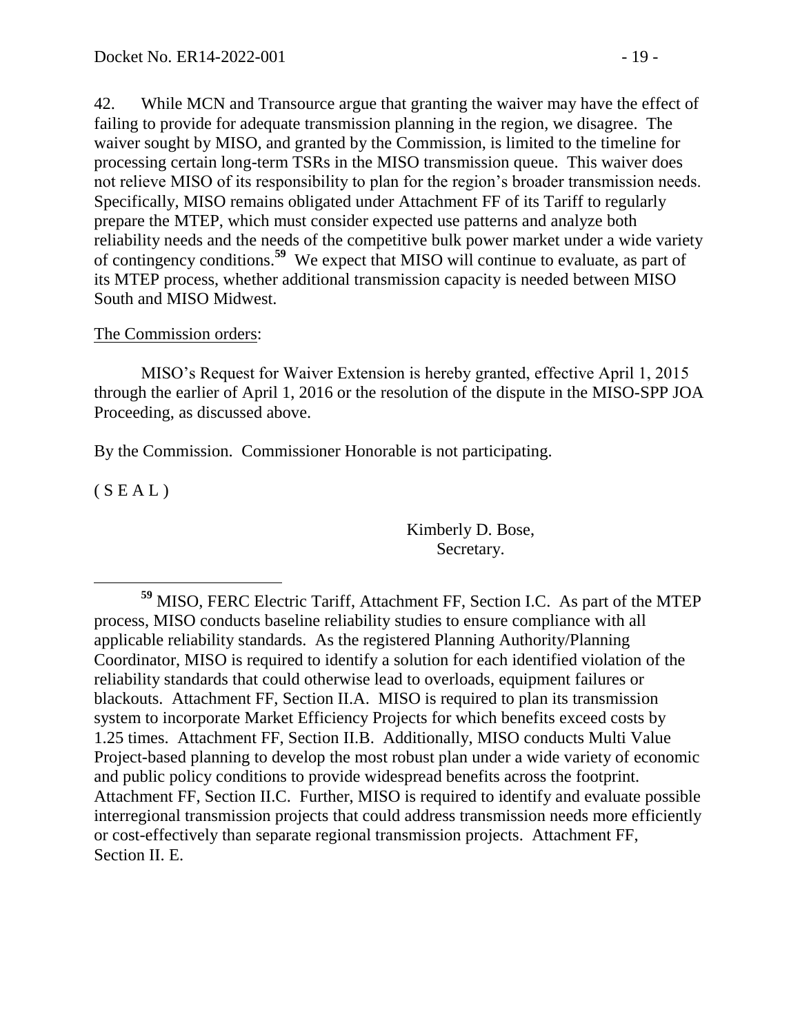42. While MCN and Transource argue that granting the waiver may have the effect of failing to provide for adequate transmission planning in the region, we disagree. The waiver sought by MISO, and granted by the Commission, is limited to the timeline for processing certain long-term TSRs in the MISO transmission queue. This waiver does not relieve MISO of its responsibility to plan for the region's broader transmission needs. Specifically, MISO remains obligated under Attachment FF of its Tariff to regularly prepare the MTEP, which must consider expected use patterns and analyze both reliability needs and the needs of the competitive bulk power market under a wide variety of contingency conditions.[59] We expect that MISO will continue to evaluate, as part of its MTEP process, whether additional transmission capacity is needed between MISO South and MISO Midwest.

The Commission orders:

MISO's Request for Waiver Extension is hereby granted, effective April 1, 2015 through the earlier of April 1, 2016 or the resolution of the dispute in the MISO-SPP JOA Proceeding, as discussed above.

By the Commission. Commissioner Honorable is not participating.

( S E A L )

Kimberly D. Bose,
Secretary.

---

[59] MISO, FERC Electric Tariff, Attachment FF, Section I.C. As part of the MTEP process, MISO conducts baseline reliability studies to ensure compliance with all applicable reliability standards. As the registered Planning Authority/Planning Coordinator, MISO is required to identify a solution for each identified violation of the reliability standards that could otherwise lead to overloads, equipment failures or blackouts. Attachment FF, Section II.A. MISO is required to plan its transmission system to incorporate Market Efficiency Projects for which benefits exceed costs by 1.25 times. Attachment FF, Section II.B. Additionally, MISO conducts Multi Value Project-based planning to develop the most robust plan under a wide variety of economic and public policy conditions to provide widespread benefits across the footprint. Attachment FF, Section II.C. Further, MISO is required to identify and evaluate possible interregional transmission projects that could address transmission needs more efficiently or cost-effectively than separate regional transmission projects. Attachment FF, Section II. E.